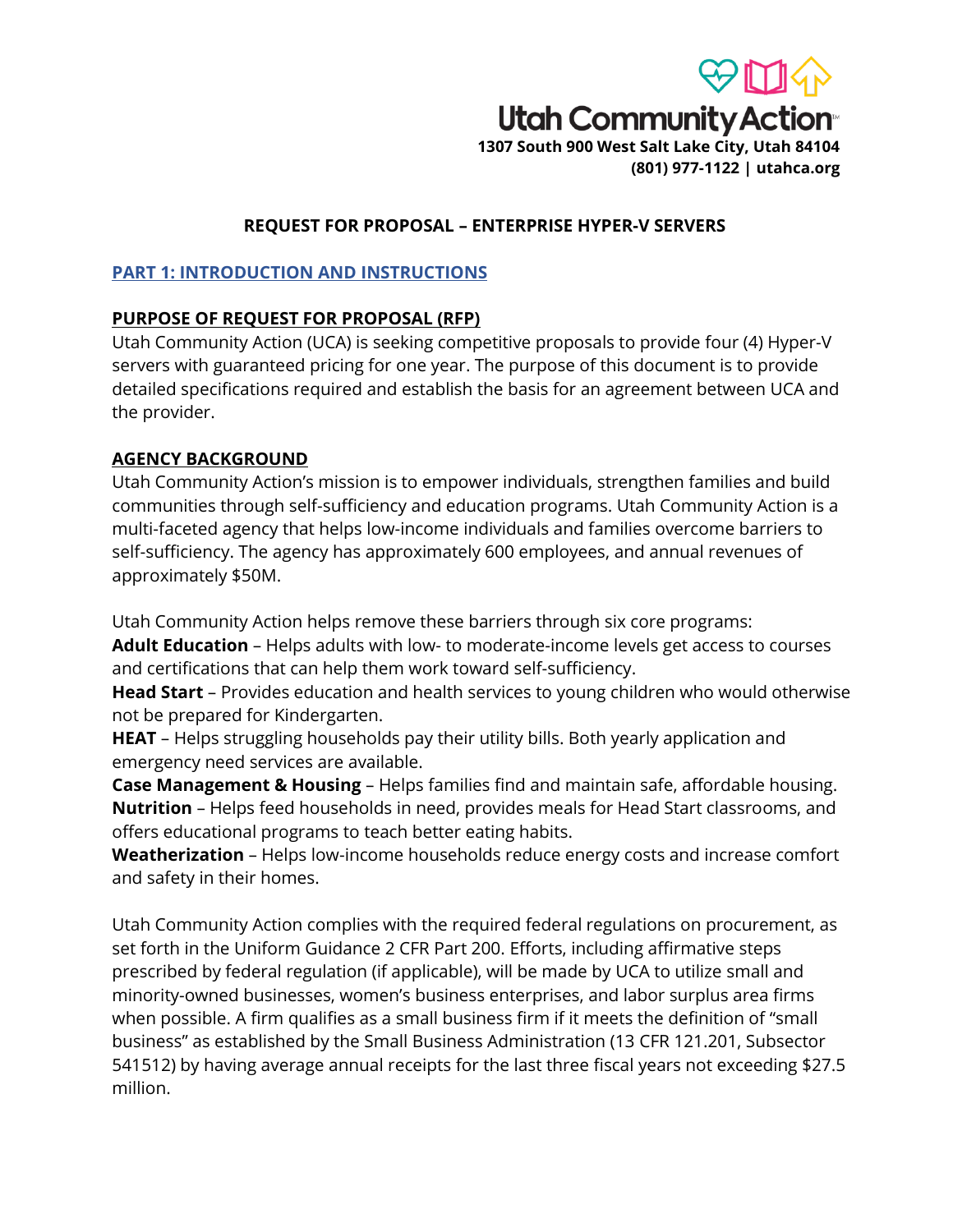**Utah Community Action**

**1307 South 900 West Salt Lake City, Utah 84104**
**(801) 977-1122 | utahca.org**

# REQUEST FOR PROPOSAL – ENTERPRISE HYPER-V SERVERS

## PART 1: INTRODUCTION AND INSTRUCTIONS

### PURPOSE OF REQUEST FOR PROPOSAL (RFP)

Utah Community Action (UCA) is seeking competitive proposals to provide four (4) Hyper-V servers with guaranteed pricing for one year. The purpose of this document is to provide detailed specifications required and establish the basis for an agreement between UCA and the provider.

### AGENCY BACKGROUND

Utah Community Action's mission is to empower individuals, strengthen families and build communities through self-sufficiency and education programs. Utah Community Action is a multi-faceted agency that helps low-income individuals and families overcome barriers to self-sufficiency. The agency has approximately 600 employees, and annual revenues of approximately $50M.

Utah Community Action helps remove these barriers through six core programs:

**Adult Education** – Helps adults with low- to moderate-income levels get access to courses and certifications that can help them work toward self-sufficiency.
**Head Start** – Provides education and health services to young children who would otherwise not be prepared for Kindergarten.
**HEAT** – Helps struggling households pay their utility bills. Both yearly application and emergency need services are available.
**Case Management & Housing** – Helps families find and maintain safe, affordable housing.
**Nutrition** – Helps feed households in need, provides meals for Head Start classrooms, and offers educational programs to teach better eating habits.
**Weatherization** – Helps low-income households reduce energy costs and increase comfort and safety in their homes.

Utah Community Action complies with the required federal regulations on procurement, as set forth in the Uniform Guidance 2 CFR Part 200. Efforts, including affirmative steps prescribed by federal regulation (if applicable), will be made by UCA to utilize small and minority-owned businesses, women's business enterprises, and labor surplus area firms when possible. A firm qualifies as a small business firm if it meets the definition of "small business" as established by the Small Business Administration (13 CFR 121.201, Subsector 541512) by having average annual receipts for the last three fiscal years not exceeding $27.5 million.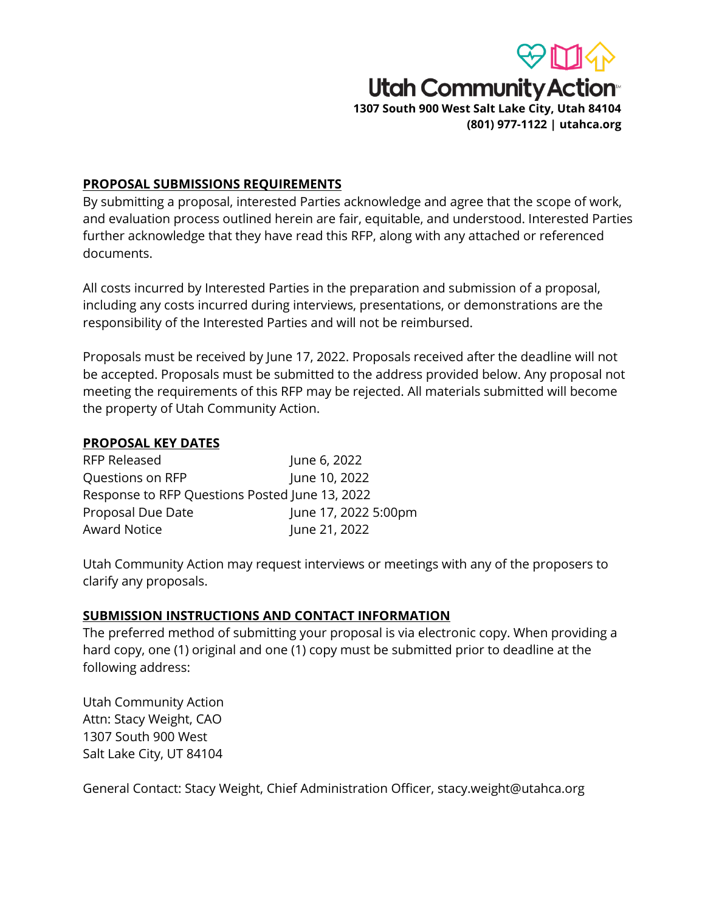Utah Community Action
1307 South 900 West Salt Lake City, Utah 84104
(801) 977-1122 | utahca.org

## PROPOSAL SUBMISSIONS REQUIREMENTS

By submitting a proposal, interested Parties acknowledge and agree that the scope of work, and evaluation process outlined herein are fair, equitable, and understood. Interested Parties further acknowledge that they have read this RFP, along with any attached or referenced documents.

All costs incurred by Interested Parties in the preparation and submission of a proposal, including any costs incurred during interviews, presentations, or demonstrations are the responsibility of the Interested Parties and will not be reimbursed.

Proposals must be received by June 17, 2022. Proposals received after the deadline will not be accepted. Proposals must be submitted to the address provided below. Any proposal not meeting the requirements of this RFP may be rejected. All materials submitted will become the property of Utah Community Action.

## PROPOSAL KEY DATES

| | |
|---|---|
| RFP Released | June 6, 2022 |
| Questions on RFP | June 10, 2022 |
| Response to RFP Questions Posted | June 13, 2022 |
| Proposal Due Date | June 17, 2022 5:00pm |
| Award Notice | June 21, 2022 |

Utah Community Action may request interviews or meetings with any of the proposers to clarify any proposals.

## SUBMISSION INSTRUCTIONS AND CONTACT INFORMATION

The preferred method of submitting your proposal is via electronic copy. When providing a hard copy, one (1) original and one (1) copy must be submitted prior to deadline at the following address:

Utah Community Action
Attn: Stacy Weight, CAO
1307 South 900 West
Salt Lake City, UT 84104

General Contact: Stacy Weight, Chief Administration Officer, stacy.weight@utahca.org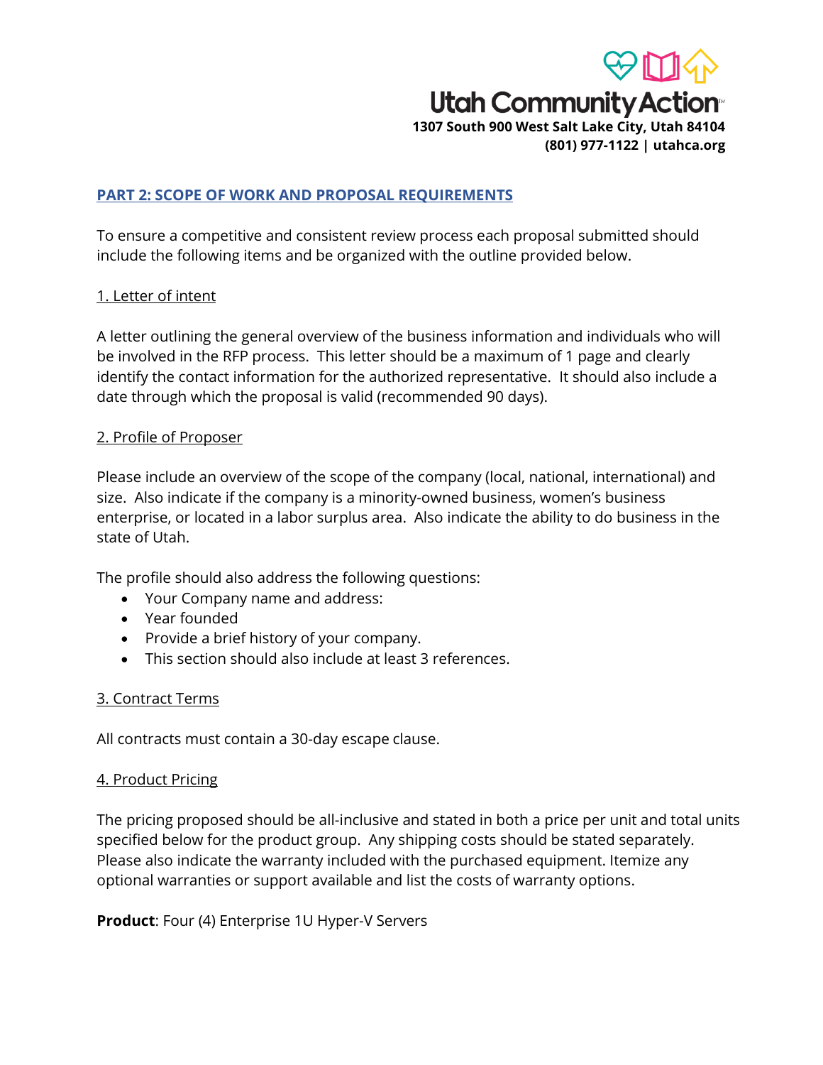## PART 2: SCOPE OF WORK AND PROPOSAL REQUIREMENTS

To ensure a competitive and consistent review process each proposal submitted should include the following items and be organized with the outline provided below.

### 1. Letter of intent

A letter outlining the general overview of the business information and individuals who will be involved in the RFP process. This letter should be a maximum of 1 page and clearly identify the contact information for the authorized representative. It should also include a date through which the proposal is valid (recommended 90 days).

### 2. Profile of Proposer

Please include an overview of the scope of the company (local, national, international) and size. Also indicate if the company is a minority-owned business, women's business enterprise, or located in a labor surplus area. Also indicate the ability to do business in the state of Utah.

The profile should also address the following questions:

- Your Company name and address:
- Year founded
- Provide a brief history of your company.
- This section should also include at least 3 references.

### 3. Contract Terms

All contracts must contain a 30-day escape clause.

### 4. Product Pricing

The pricing proposed should be all-inclusive and stated in both a price per unit and total units specified below for the product group. Any shipping costs should be stated separately. Please also indicate the warranty included with the purchased equipment. Itemize any optional warranties or support available and list the costs of warranty options.

**Product**: Four (4) Enterprise 1U Hyper-V Servers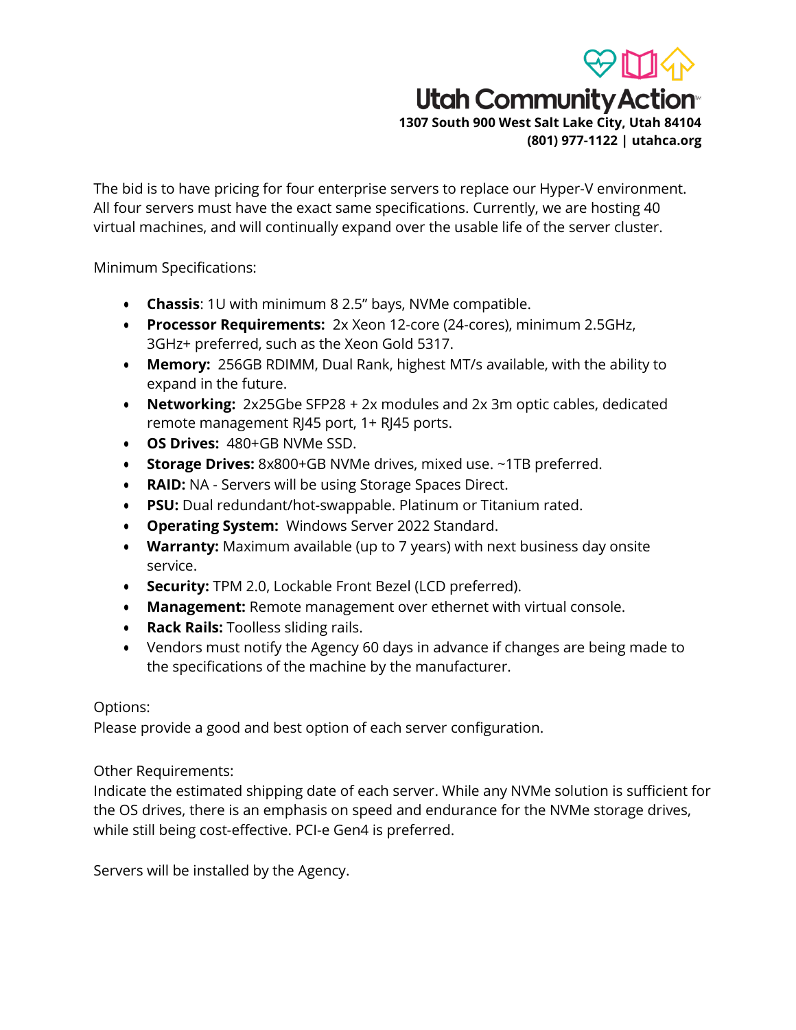Utah Community Action
1307 South 900 West Salt Lake City, Utah 84104
(801) 977-1122 | utahca.org

The bid is to have pricing for four enterprise servers to replace our Hyper-V environment. All four servers must have the exact same specifications. Currently, we are hosting 40 virtual machines, and will continually expand over the usable life of the server cluster.

Minimum Specifications:

- **Chassis**: 1U with minimum 8 2.5" bays, NVMe compatible.
- **Processor Requirements:** 2x Xeon 12-core (24-cores), minimum 2.5GHz, 3GHz+ preferred, such as the Xeon Gold 5317.
- **Memory:** 256GB RDIMM, Dual Rank, highest MT/s available, with the ability to expand in the future.
- **Networking:** 2x25Gbe SFP28 + 2x modules and 2x 3m optic cables, dedicated remote management RJ45 port, 1+ RJ45 ports.
- **OS Drives:** 480+GB NVMe SSD.
- **Storage Drives:** 8x800+GB NVMe drives, mixed use. ~1TB preferred.
- **RAID:** NA - Servers will be using Storage Spaces Direct.
- **PSU:** Dual redundant/hot-swappable. Platinum or Titanium rated.
- **Operating System:** Windows Server 2022 Standard.
- **Warranty:** Maximum available (up to 7 years) with next business day onsite service.
- **Security:** TPM 2.0, Lockable Front Bezel (LCD preferred).
- **Management:** Remote management over ethernet with virtual console.
- **Rack Rails:** Toolless sliding rails.
- Vendors must notify the Agency 60 days in advance if changes are being made to the specifications of the machine by the manufacturer.

Options:
Please provide a good and best option of each server configuration.

Other Requirements:
Indicate the estimated shipping date of each server. While any NVMe solution is sufficient for the OS drives, there is an emphasis on speed and endurance for the NVMe storage drives, while still being cost-effective. PCI-e Gen4 is preferred.

Servers will be installed by the Agency.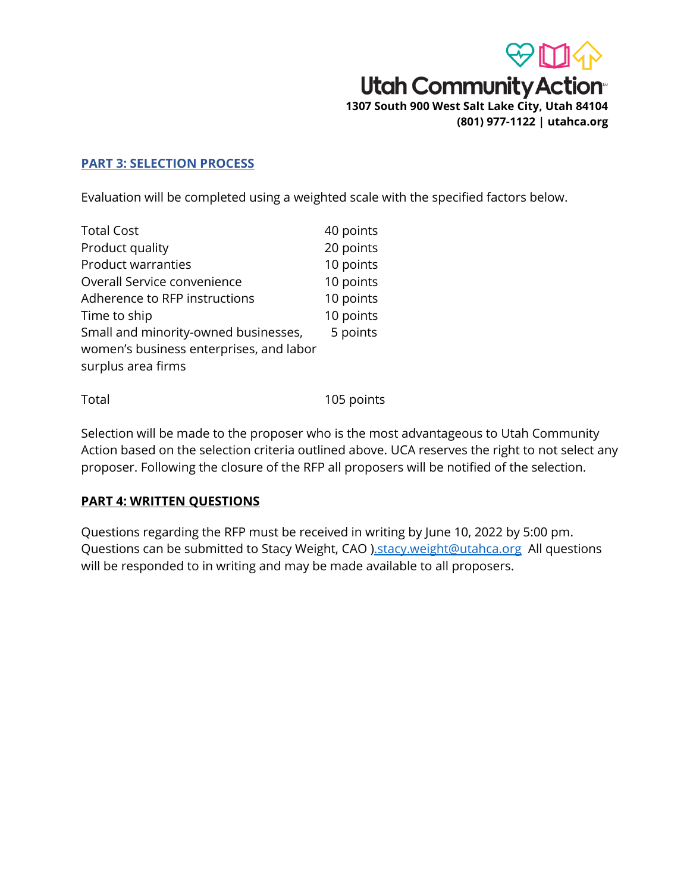Utah Community Action
**1307 South 900 West Salt Lake City, Utah 84104**
**(801) 977-1122 | utahca.org**

## PART 3: SELECTION PROCESS

Evaluation will be completed using a weighted scale with the specified factors below.

| | |
|---|---|
| Total Cost | 40 points |
| Product quality | 20 points |
| Product warranties | 10 points |
| Overall Service convenience | 10 points |
| Adherence to RFP instructions | 10 points |
| Time to ship | 10 points |
| Small and minority-owned businesses, women's business enterprises, and labor surplus area firms | 5 points |
| Total | 105 points |

Selection will be made to the proposer who is the most advantageous to Utah Community Action based on the selection criteria outlined above. UCA reserves the right to not select any proposer. Following the closure of the RFP all proposers will be notified of the selection.

## PART 4: WRITTEN QUESTIONS

Questions regarding the RFP must be received in writing by June 10, 2022 by 5:00 pm. Questions can be submitted to Stacy Weight, CAO ).stacy.weight@utahca.org All questions will be responded to in writing and may be made available to all proposers.